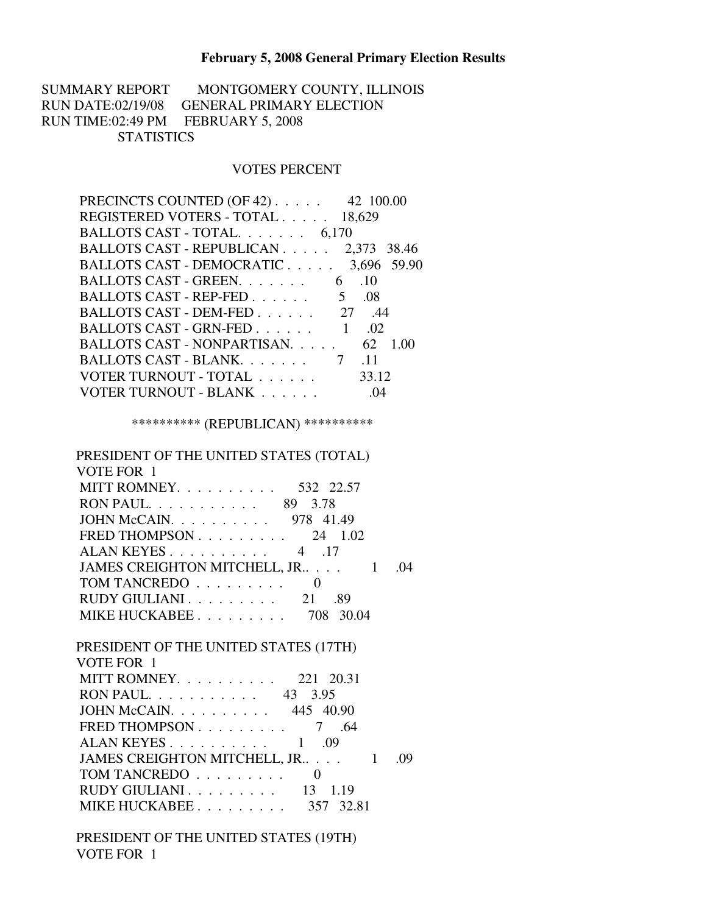# February 5, 2008 General Primary Election Results

SUMMARY REPORT MONTGOMERY COUNTY, ILLINOIS
RUN DATE:02/19/08 GENERAL PRIMARY ELECTION
RUN TIME:02:49 PM FEBRUARY 5, 2008
STATISTICS

| | VOTES | PERCENT |
|---|---|---|
| PRECINCTS COUNTED (OF 42) . . . . . | 42 | 100.00 |
| REGISTERED VOTERS - TOTAL . . . . . | 18,629 | |
| BALLOTS CAST - TOTAL. . . . . . . | 6,170 | |
| BALLOTS CAST - REPUBLICAN . . . . . | 2,373 | 38.46 |
| BALLOTS CAST - DEMOCRATIC . . . . . | 3,696 | 59.90 |
| BALLOTS CAST - GREEN. . . . . . . | 6 | .10 |
| BALLOTS CAST - REP-FED . . . . . . | 5 | .08 |
| BALLOTS CAST - DEM-FED . . . . . . | 27 | .44 |
| BALLOTS CAST - GRN-FED . . . . . . | 1 | .02 |
| BALLOTS CAST - NONPARTISAN. . . . . | 62 | 1.00 |
| BALLOTS CAST - BLANK. . . . . . . | 7 | .11 |
| VOTER TURNOUT - TOTAL . . . . . . | | 33.12 |
| VOTER TURNOUT - BLANK . . . . . . | | .04 |

********** (REPUBLICAN) **********

PRESIDENT OF THE UNITED STATES (TOTAL)
VOTE FOR 1

| | VOTES | PERCENT |
|---|---|---|
| MITT ROMNEY. . . . . . . . . . | 532 | 22.57 |
| RON PAUL. . . . . . . . . . . | 89 | 3.78 |
| JOHN McCAIN. . . . . . . . . . | 978 | 41.49 |
| FRED THOMPSON . . . . . . . . . | 24 | 1.02 |
| ALAN KEYES . . . . . . . . . . | 4 | .17 |
| JAMES CREIGHTON MITCHELL, JR.. . . . | 1 | .04 |
| TOM TANCREDO . . . . . . . . . | 0 | |
| RUDY GIULIANI . . . . . . . . . | 21 | .89 |
| MIKE HUCKABEE . . . . . . . . . | 708 | 30.04 |

PRESIDENT OF THE UNITED STATES (17TH)
VOTE FOR 1

| | VOTES | PERCENT |
|---|---|---|
| MITT ROMNEY. . . . . . . . . . | 221 | 20.31 |
| RON PAUL. . . . . . . . . . . | 43 | 3.95 |
| JOHN McCAIN. . . . . . . . . . | 445 | 40.90 |
| FRED THOMPSON . . . . . . . . . | 7 | .64 |
| ALAN KEYES . . . . . . . . . . | 1 | .09 |
| JAMES CREIGHTON MITCHELL, JR.. . . . | 1 | .09 |
| TOM TANCREDO . . . . . . . . . | 0 | |
| RUDY GIULIANI . . . . . . . . . | 13 | 1.19 |
| MIKE HUCKABEE . . . . . . . . . | 357 | 32.81 |

PRESIDENT OF THE UNITED STATES (19TH)
VOTE FOR 1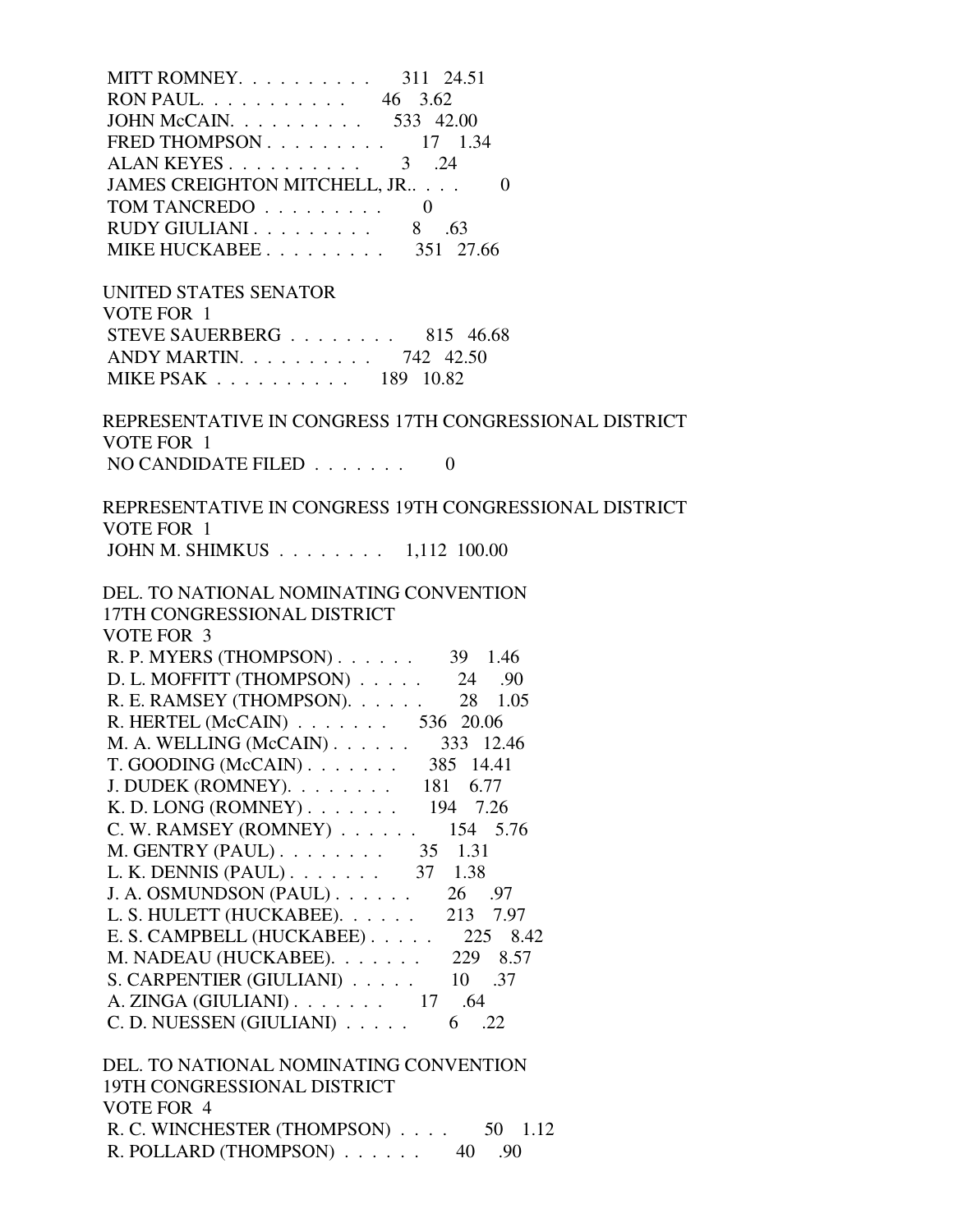MITT ROMNEY. . . . . . . . . . 311 24.51
RON PAUL. . . . . . . . . . . 46 3.62
JOHN McCAIN. . . . . . . . . . 533 42.00
FRED THOMPSON . . . . . . . . . 17 1.34
ALAN KEYES . . . . . . . . . . 3 .24
JAMES CREIGHTON MITCHELL, JR.. . . . 0
TOM TANCREDO . . . . . . . . . 0
RUDY GIULIANI . . . . . . . . . 8 .63
MIKE HUCKABEE . . . . . . . . . 351 27.66

UNITED STATES SENATOR
VOTE FOR 1
STEVE SAUERBERG . . . . . . . . 815 46.68
ANDY MARTIN. . . . . . . . . . 742 42.50
MIKE PSAK . . . . . . . . . . 189 10.82

REPRESENTATIVE IN CONGRESS 17TH CONGRESSIONAL DISTRICT
VOTE FOR 1
NO CANDIDATE FILED . . . . . . . 0

REPRESENTATIVE IN CONGRESS 19TH CONGRESSIONAL DISTRICT
VOTE FOR 1
JOHN M. SHIMKUS . . . . . . . . 1,112 100.00

DEL. TO NATIONAL NOMINATING CONVENTION
17TH CONGRESSIONAL DISTRICT
VOTE FOR 3
R. P. MYERS (THOMPSON) . . . . . . 39 1.46
D. L. MOFFITT (THOMPSON) . . . . . 24 .90
R. E. RAMSEY (THOMPSON). . . . . . 28 1.05
R. HERTEL (McCAIN) . . . . . . . 536 20.06
M. A. WELLING (McCAIN) . . . . . . 333 12.46
T. GOODING (McCAIN) . . . . . . . 385 14.41
J. DUDEK (ROMNEY). . . . . . . . 181 6.77
K. D. LONG (ROMNEY) . . . . . . . 194 7.26
C. W. RAMSEY (ROMNEY) . . . . . . 154 5.76
M. GENTRY (PAUL) . . . . . . . . 35 1.31
L. K. DENNIS (PAUL) . . . . . . . 37 1.38
J. A. OSMUNDSON (PAUL) . . . . . . 26 .97
L. S. HULETT (HUCKABEE). . . . . . 213 7.97
E. S. CAMPBELL (HUCKABEE) . . . . . 225 8.42
M. NADEAU (HUCKABEE). . . . . . . 229 8.57
S. CARPENTIER (GIULIANI) . . . . . 10 .37
A. ZINGA (GIULIANI) . . . . . . . 17 .64
C. D. NUESSEN (GIULIANI) . . . . . 6 .22

DEL. TO NATIONAL NOMINATING CONVENTION
19TH CONGRESSIONAL DISTRICT
VOTE FOR 4
R. C. WINCHESTER (THOMPSON) . . . . 50 1.12
R. POLLARD (THOMPSON) . . . . . . 40 .90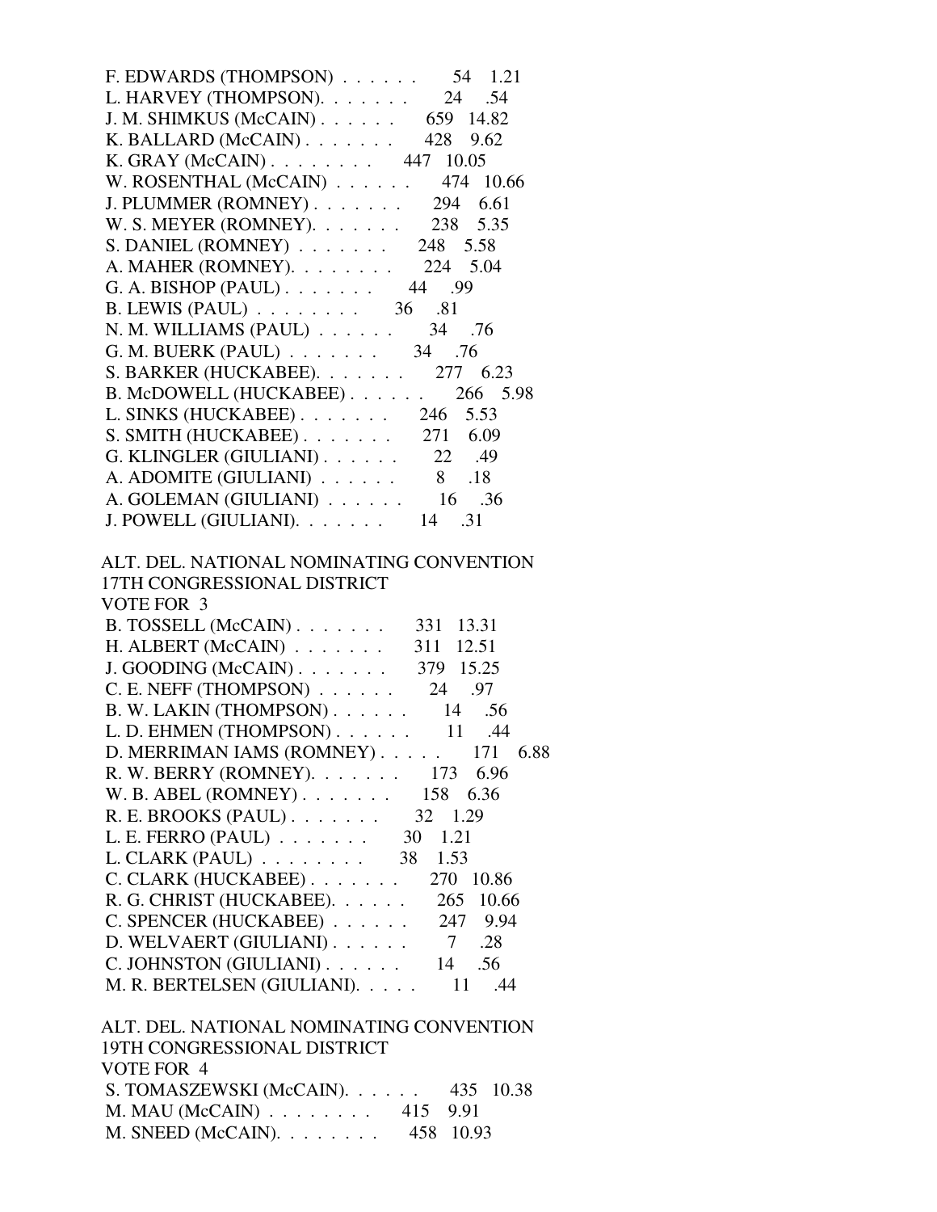F. EDWARDS (THOMPSON) . . . . . . 54 1.21
L. HARVEY (THOMPSON). . . . . . . 24 .54
J. M. SHIMKUS (McCAIN) . . . . . . 659 14.82
K. BALLARD (McCAIN) . . . . . . . 428 9.62
K. GRAY (McCAIN) . . . . . . . . 447 10.05
W. ROSENTHAL (McCAIN) . . . . . . 474 10.66
J. PLUMMER (ROMNEY) . . . . . . . 294 6.61
W. S. MEYER (ROMNEY). . . . . . . 238 5.35
S. DANIEL (ROMNEY) . . . . . . . 248 5.58
A. MAHER (ROMNEY). . . . . . . . 224 5.04
G. A. BISHOP (PAUL) . . . . . . . 44 .99
B. LEWIS (PAUL) . . . . . . . . 36 .81
N. M. WILLIAMS (PAUL) . . . . . . 34 .76
G. M. BUERK (PAUL) . . . . . . . 34 .76
S. BARKER (HUCKABEE). . . . . . . 277 6.23
B. McDOWELL (HUCKABEE) . . . . . . 266 5.98
L. SINKS (HUCKABEE) . . . . . . . 246 5.53
S. SMITH (HUCKABEE) . . . . . . . 271 6.09
G. KLINGLER (GIULIANI) . . . . . . 22 .49
A. ADOMITE (GIULIANI) . . . . . . 8 .18
A. GOLEMAN (GIULIANI) . . . . . . 16 .36
J. POWELL (GIULIANI). . . . . . . 14 .31

ALT. DEL. NATIONAL NOMINATING CONVENTION
17TH CONGRESSIONAL DISTRICT
VOTE FOR 3

B. TOSSELL (McCAIN) . . . . . . . 331 13.31
H. ALBERT (McCAIN) . . . . . . . 311 12.51
J. GOODING (McCAIN) . . . . . . . 379 15.25
C. E. NEFF (THOMPSON) . . . . . . 24 .97
B. W. LAKIN (THOMPSON) . . . . . . 14 .56
L. D. EHMEN (THOMPSON) . . . . . . 11 .44
D. MERRIMAN IAMS (ROMNEY) . . . . . 171 6.88
R. W. BERRY (ROMNEY). . . . . . . 173 6.96
W. B. ABEL (ROMNEY) . . . . . . . 158 6.36
R. E. BROOKS (PAUL) . . . . . . . 32 1.29
L. E. FERRO (PAUL) . . . . . . . 30 1.21
L. CLARK (PAUL) . . . . . . . . 38 1.53
C. CLARK (HUCKABEE) . . . . . . . 270 10.86
R. G. CHRIST (HUCKABEE). . . . . . 265 10.66
C. SPENCER (HUCKABEE) . . . . . . 247 9.94
D. WELVAERT (GIULIANI) . . . . . . 7 .28
C. JOHNSTON (GIULIANI) . . . . . . 14 .56
M. R. BERTELSEN (GIULIANI). . . . . 11 .44

ALT. DEL. NATIONAL NOMINATING CONVENTION
19TH CONGRESSIONAL DISTRICT
VOTE FOR 4

S. TOMASZEWSKI (McCAIN). . . . . . 435 10.38
M. MAU (McCAIN) . . . . . . . . 415 9.91
M. SNEED (McCAIN). . . . . . . . 458 10.93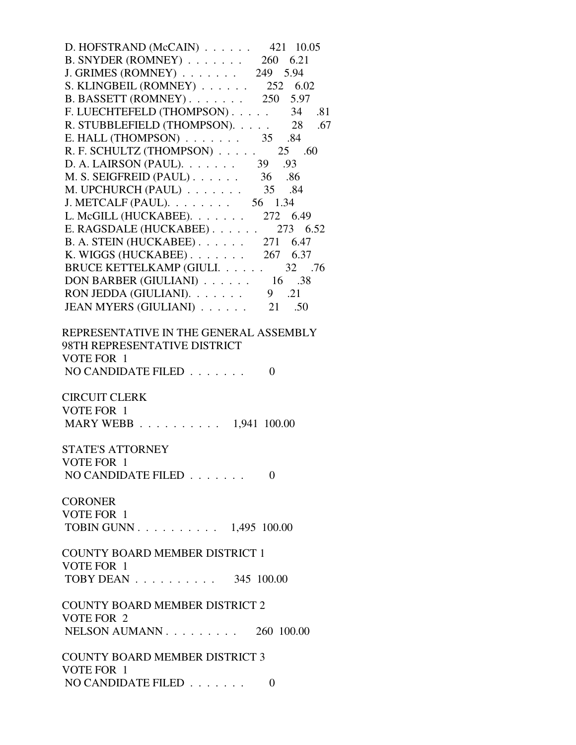D. HOFSTRAND (McCAIN) . . . . . . 421 10.05
B. SNYDER (ROMNEY) . . . . . . . 260 6.21
J. GRIMES (ROMNEY) . . . . . . . 249 5.94
S. KLINGBEIL (ROMNEY) . . . . . . 252 6.02
B. BASSETT (ROMNEY) . . . . . . . 250 5.97
F. LUECHTEFELD (THOMPSON) . . . . . 34 .81
R. STUBBLEFIELD (THOMPSON). . . . . 28 .67
E. HALL (THOMPSON) . . . . . . . 35 .84
R. F. SCHULTZ (THOMPSON) . . . . . 25 .60
D. A. LAIRSON (PAUL). . . . . . . 39 .93
M. S. SEIGFREID (PAUL) . . . . . . 36 .86
M. UPCHURCH (PAUL) . . . . . . . 35 .84
J. METCALF (PAUL). . . . . . . . 56 1.34
L. McGILL (HUCKABEE). . . . . . . 272 6.49
E. RAGSDALE (HUCKABEE) . . . . . . 273 6.52
B. A. STEIN (HUCKABEE) . . . . . . 271 6.47
K. WIGGS (HUCKABEE) . . . . . . . 267 6.37
BRUCE KETTELKAMP (GIULI. . . . . . 32 .76
DON BARBER (GIULIANI) . . . . . . 16 .38
RON JEDDA (GIULIANI). . . . . . . 9 .21
JEAN MYERS (GIULIANI) . . . . . . 21 .50

REPRESENTATIVE IN THE GENERAL ASSEMBLY
98TH REPRESENTATIVE DISTRICT
VOTE FOR 1
NO CANDIDATE FILED . . . . . . . 0

CIRCUIT CLERK
VOTE FOR 1
MARY WEBB . . . . . . . . . . 1,941 100.00

STATE'S ATTORNEY
VOTE FOR 1
NO CANDIDATE FILED . . . . . . . 0

CORONER
VOTE FOR 1
TOBIN GUNN . . . . . . . . . . 1,495 100.00

COUNTY BOARD MEMBER DISTRICT 1
VOTE FOR 1
TOBY DEAN . . . . . . . . . . 345 100.00

COUNTY BOARD MEMBER DISTRICT 2
VOTE FOR 2
NELSON AUMANN . . . . . . . . . 260 100.00

COUNTY BOARD MEMBER DISTRICT 3
VOTE FOR 1
NO CANDIDATE FILED . . . . . . . 0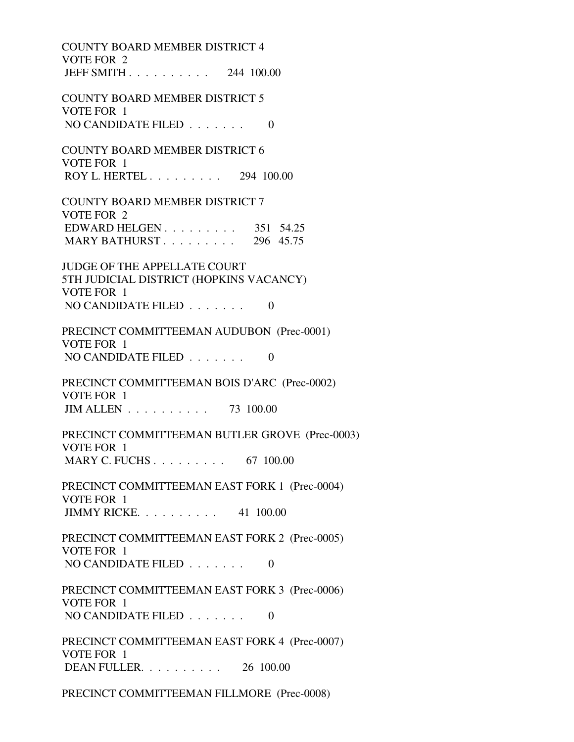COUNTY BOARD MEMBER DISTRICT 4
VOTE FOR 2
JEFF SMITH . . . . . . . . . . 244 100.00

COUNTY BOARD MEMBER DISTRICT 5
VOTE FOR 1
NO CANDIDATE FILED . . . . . . . 0

COUNTY BOARD MEMBER DISTRICT 6
VOTE FOR 1
ROY L. HERTEL . . . . . . . . . 294 100.00

COUNTY BOARD MEMBER DISTRICT 7
VOTE FOR 2
EDWARD HELGEN . . . . . . . . . 351 54.25
MARY BATHURST . . . . . . . . . 296 45.75

JUDGE OF THE APPELLATE COURT
5TH JUDICIAL DISTRICT (HOPKINS VACANCY)
VOTE FOR 1
NO CANDIDATE FILED . . . . . . . 0

PRECINCT COMMITTEEMAN AUDUBON (Prec-0001)
VOTE FOR 1
NO CANDIDATE FILED . . . . . . . 0

PRECINCT COMMITTEEMAN BOIS D'ARC (Prec-0002)
VOTE FOR 1
JIM ALLEN . . . . . . . . . . 73 100.00

PRECINCT COMMITTEEMAN BUTLER GROVE (Prec-0003)
VOTE FOR 1
MARY C. FUCHS . . . . . . . . . 67 100.00

PRECINCT COMMITTEEMAN EAST FORK 1 (Prec-0004)
VOTE FOR 1
JIMMY RICKE. . . . . . . . . . 41 100.00

PRECINCT COMMITTEEMAN EAST FORK 2 (Prec-0005)
VOTE FOR 1
NO CANDIDATE FILED . . . . . . . 0

PRECINCT COMMITTEEMAN EAST FORK 3 (Prec-0006)
VOTE FOR 1
NO CANDIDATE FILED . . . . . . . 0

PRECINCT COMMITTEEMAN EAST FORK 4 (Prec-0007)
VOTE FOR 1
DEAN FULLER. . . . . . . . . . 26 100.00

PRECINCT COMMITTEEMAN FILLMORE (Prec-0008)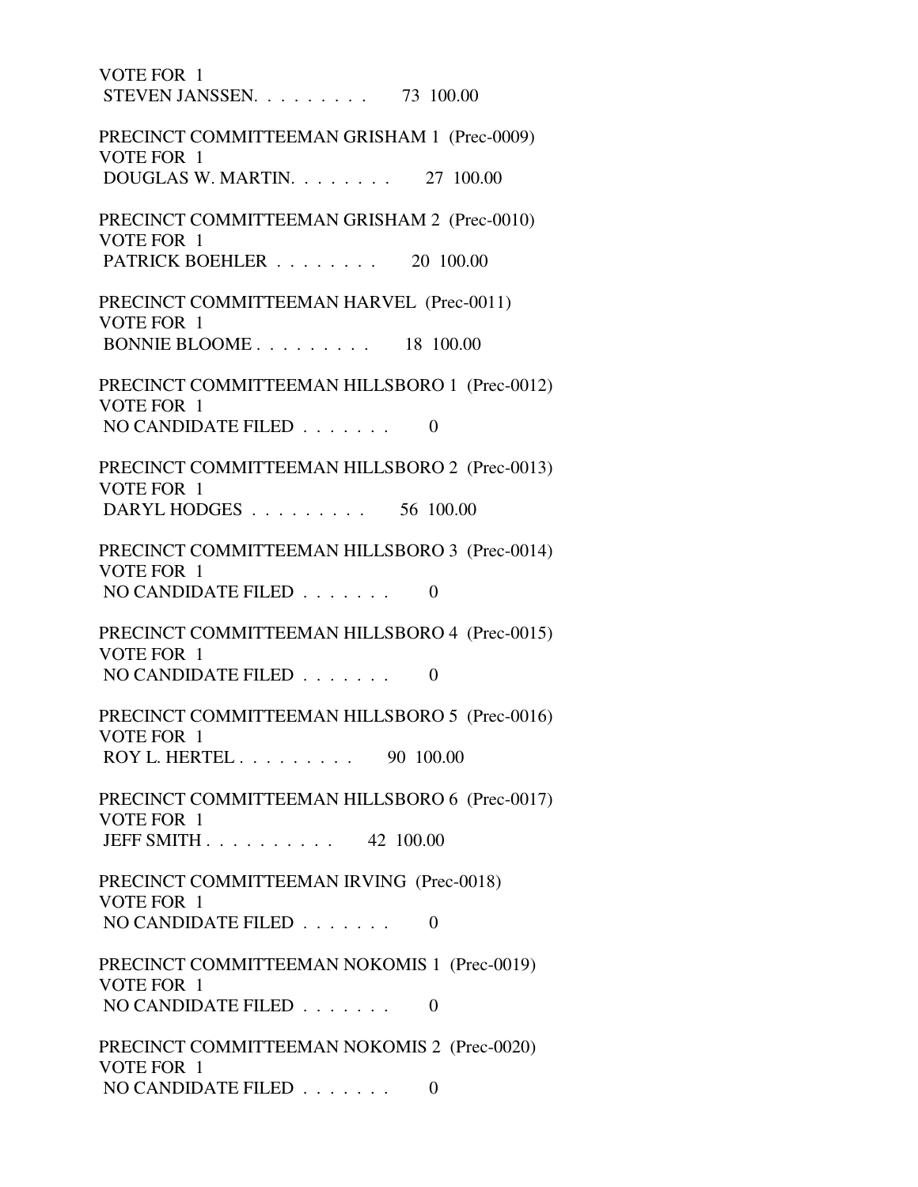VOTE FOR 1
STEVEN JANSSEN. . . . . . . . . 73 100.00

PRECINCT COMMITTEEMAN GRISHAM 1 (Prec-0009)
VOTE FOR 1
DOUGLAS W. MARTIN. . . . . . . . 27 100.00

PRECINCT COMMITTEEMAN GRISHAM 2 (Prec-0010)
VOTE FOR 1
PATRICK BOEHLER . . . . . . . . 20 100.00

PRECINCT COMMITTEEMAN HARVEL (Prec-0011)
VOTE FOR 1
BONNIE BLOOME . . . . . . . . . 18 100.00

PRECINCT COMMITTEEMAN HILLSBORO 1 (Prec-0012)
VOTE FOR 1
NO CANDIDATE FILED . . . . . . . 0

PRECINCT COMMITTEEMAN HILLSBORO 2 (Prec-0013)
VOTE FOR 1
DARYL HODGES . . . . . . . . . 56 100.00

PRECINCT COMMITTEEMAN HILLSBORO 3 (Prec-0014)
VOTE FOR 1
NO CANDIDATE FILED . . . . . . . 0

PRECINCT COMMITTEEMAN HILLSBORO 4 (Prec-0015)
VOTE FOR 1
NO CANDIDATE FILED . . . . . . . 0

PRECINCT COMMITTEEMAN HILLSBORO 5 (Prec-0016)
VOTE FOR 1
ROY L. HERTEL . . . . . . . . . 90 100.00

PRECINCT COMMITTEEMAN HILLSBORO 6 (Prec-0017)
VOTE FOR 1
JEFF SMITH . . . . . . . . . . 42 100.00

PRECINCT COMMITTEEMAN IRVING (Prec-0018)
VOTE FOR 1
NO CANDIDATE FILED . . . . . . . 0

PRECINCT COMMITTEEMAN NOKOMIS 1 (Prec-0019)
VOTE FOR 1
NO CANDIDATE FILED . . . . . . . 0

PRECINCT COMMITTEEMAN NOKOMIS 2 (Prec-0020)
VOTE FOR 1
NO CANDIDATE FILED . . . . . . . 0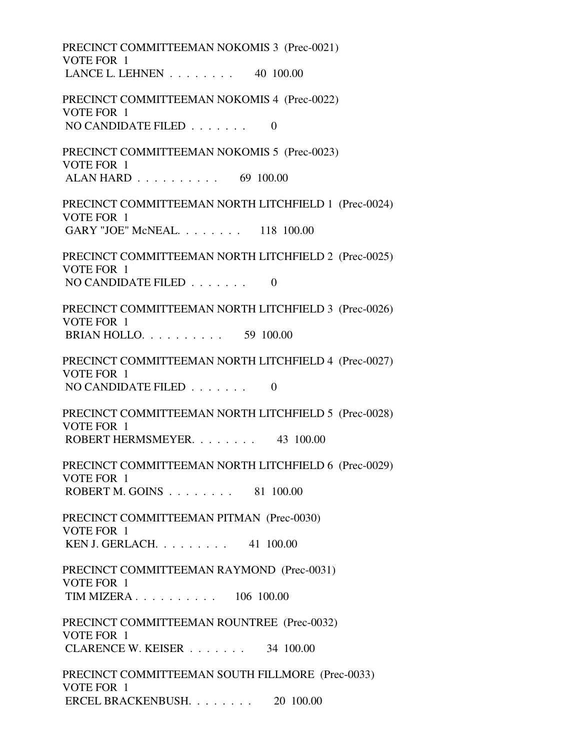PRECINCT COMMITTEEMAN NOKOMIS 3 (Prec-0021)
VOTE FOR 1
LANCE L. LEHNEN . . . . . . . . 40 100.00

PRECINCT COMMITTEEMAN NOKOMIS 4 (Prec-0022)
VOTE FOR 1
NO CANDIDATE FILED . . . . . . . 0

PRECINCT COMMITTEEMAN NOKOMIS 5 (Prec-0023)
VOTE FOR 1
ALAN HARD . . . . . . . . . . 69 100.00

PRECINCT COMMITTEEMAN NORTH LITCHFIELD 1 (Prec-0024)
VOTE FOR 1
GARY "JOE" McNEAL. . . . . . . . 118 100.00

PRECINCT COMMITTEEMAN NORTH LITCHFIELD 2 (Prec-0025)
VOTE FOR 1
NO CANDIDATE FILED . . . . . . . 0

PRECINCT COMMITTEEMAN NORTH LITCHFIELD 3 (Prec-0026)
VOTE FOR 1
BRIAN HOLLO. . . . . . . . . . 59 100.00

PRECINCT COMMITTEEMAN NORTH LITCHFIELD 4 (Prec-0027)
VOTE FOR 1
NO CANDIDATE FILED . . . . . . . 0

PRECINCT COMMITTEEMAN NORTH LITCHFIELD 5 (Prec-0028)
VOTE FOR 1
ROBERT HERMSMEYER. . . . . . . . 43 100.00

PRECINCT COMMITTEEMAN NORTH LITCHFIELD 6 (Prec-0029)
VOTE FOR 1
ROBERT M. GOINS . . . . . . . . 81 100.00

PRECINCT COMMITTEEMAN PITMAN (Prec-0030)
VOTE FOR 1
KEN J. GERLACH. . . . . . . . . 41 100.00

PRECINCT COMMITTEEMAN RAYMOND (Prec-0031)
VOTE FOR 1
TIM MIZERA . . . . . . . . . . 106 100.00

PRECINCT COMMITTEEMAN ROUNTREE (Prec-0032)
VOTE FOR 1
CLARENCE W. KEISER . . . . . . . 34 100.00

PRECINCT COMMITTEEMAN SOUTH FILLMORE (Prec-0033)
VOTE FOR 1
ERCEL BRACKENBUSH. . . . . . . . 20 100.00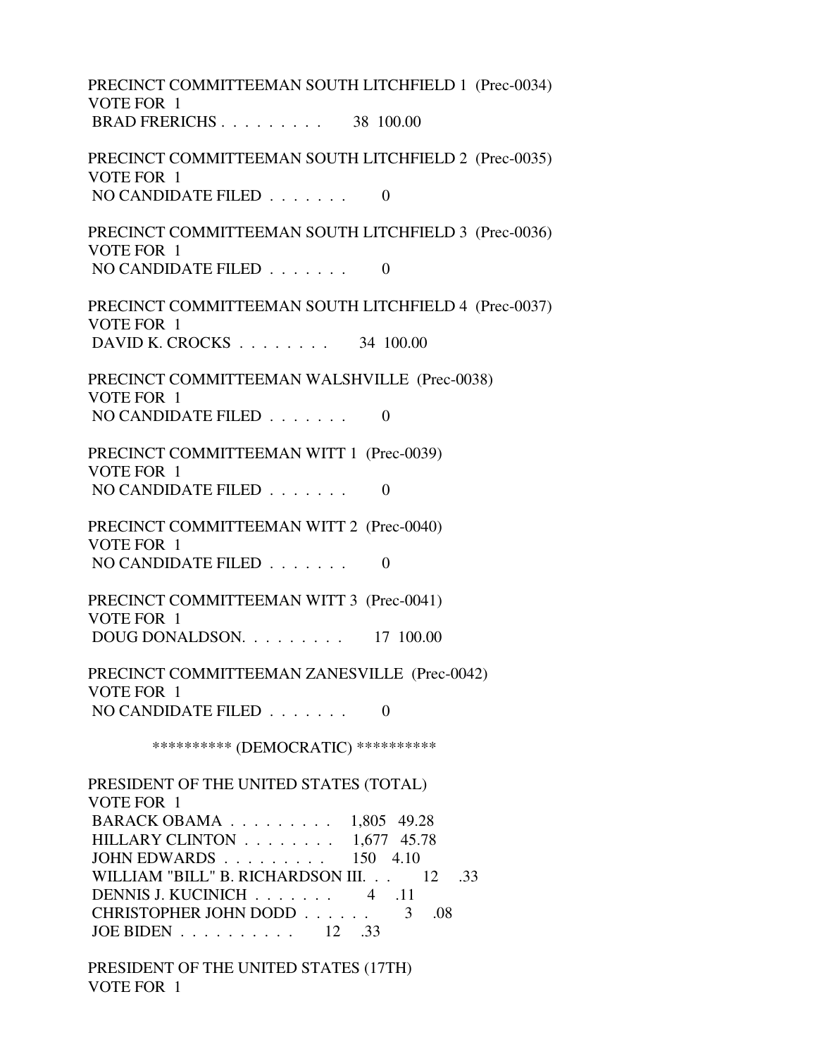PRECINCT COMMITTEEMAN SOUTH LITCHFIELD 1 (Prec-0034)
VOTE FOR 1
BRAD FRERICHS . . . . . . . . . 38 100.00

PRECINCT COMMITTEEMAN SOUTH LITCHFIELD 2 (Prec-0035)
VOTE FOR 1
NO CANDIDATE FILED . . . . . . . 0

PRECINCT COMMITTEEMAN SOUTH LITCHFIELD 3 (Prec-0036)
VOTE FOR 1
NO CANDIDATE FILED . . . . . . . 0

PRECINCT COMMITTEEMAN SOUTH LITCHFIELD 4 (Prec-0037)
VOTE FOR 1
DAVID K. CROCKS . . . . . . . . 34 100.00

PRECINCT COMMITTEEMAN WALSHVILLE (Prec-0038)
VOTE FOR 1
NO CANDIDATE FILED . . . . . . . 0

PRECINCT COMMITTEEMAN WITT 1 (Prec-0039)
VOTE FOR 1
NO CANDIDATE FILED . . . . . . . 0

PRECINCT COMMITTEEMAN WITT 2 (Prec-0040)
VOTE FOR 1
NO CANDIDATE FILED . . . . . . . 0

PRECINCT COMMITTEEMAN WITT 3 (Prec-0041)
VOTE FOR 1
DOUG DONALDSON. . . . . . . . . 17 100.00

PRECINCT COMMITTEEMAN ZANESVILLE (Prec-0042)
VOTE FOR 1
NO CANDIDATE FILED . . . . . . . 0

********** (DEMOCRATIC) **********

PRESIDENT OF THE UNITED STATES (TOTAL)
VOTE FOR 1
BARACK OBAMA . . . . . . . . . 1,805 49.28
HILLARY CLINTON . . . . . . . . 1,677 45.78
JOHN EDWARDS . . . . . . . . . 150 4.10
WILLIAM "BILL" B. RICHARDSON III. . . 12 .33
DENNIS J. KUCINICH . . . . . . . 4 .11
CHRISTOPHER JOHN DODD . . . . . . 3 .08
JOE BIDEN . . . . . . . . . . 12 .33

PRESIDENT OF THE UNITED STATES (17TH)
VOTE FOR 1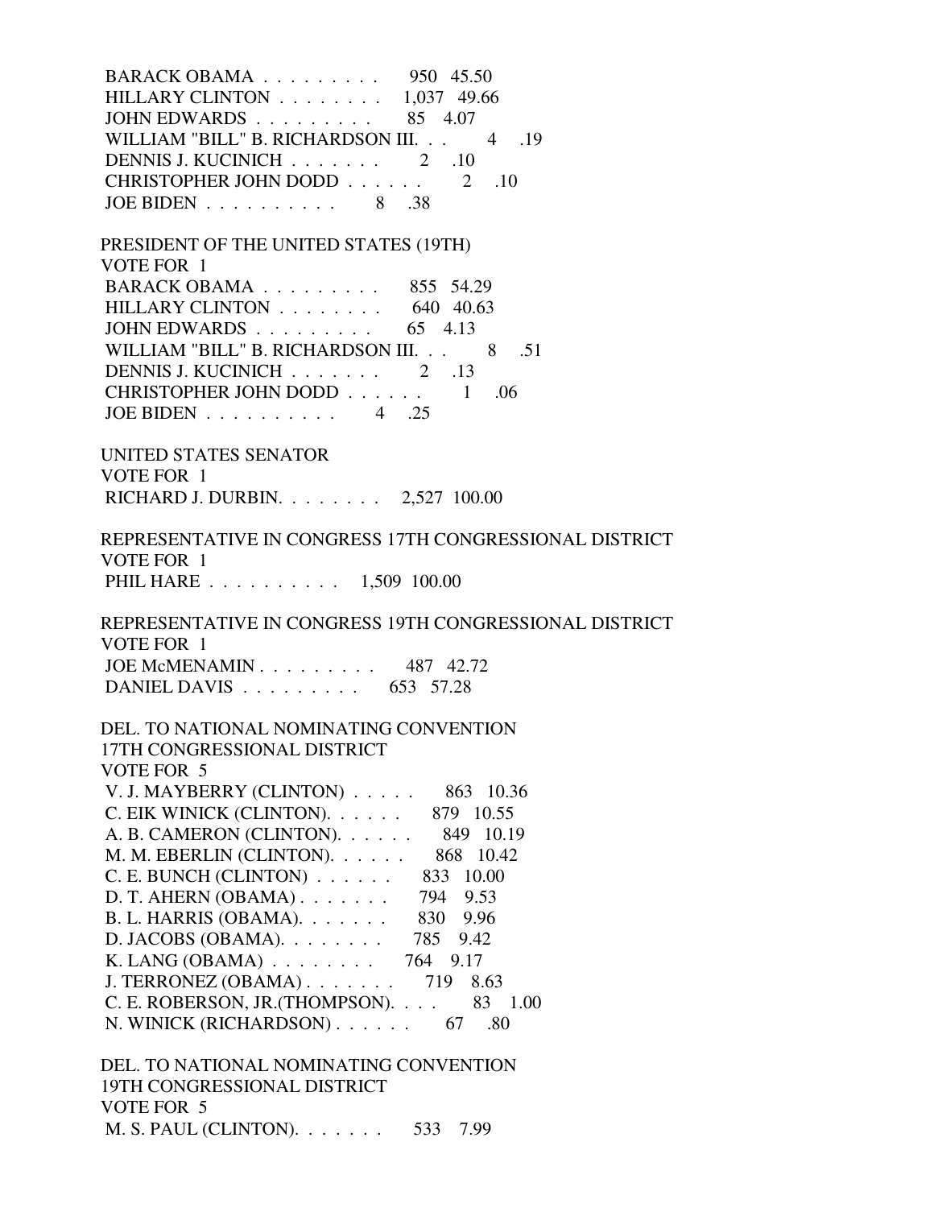BARACK OBAMA . . . . . . . . . 950 45.50
HILLARY CLINTON . . . . . . . . 1,037 49.66
JOHN EDWARDS . . . . . . . . . 85 4.07
WILLIAM "BILL" B. RICHARDSON III. . . 4 .19
DENNIS J. KUCINICH . . . . . . . 2 .10
CHRISTOPHER JOHN DODD . . . . . . 2 .10
JOE BIDEN . . . . . . . . . . 8 .38

PRESIDENT OF THE UNITED STATES (19TH)
VOTE FOR 1
BARACK OBAMA . . . . . . . . . 855 54.29
HILLARY CLINTON . . . . . . . . 640 40.63
JOHN EDWARDS . . . . . . . . . 65 4.13
WILLIAM "BILL" B. RICHARDSON III. . . 8 .51
DENNIS J. KUCINICH . . . . . . . 2 .13
CHRISTOPHER JOHN DODD . . . . . . 1 .06
JOE BIDEN . . . . . . . . . . 4 .25

UNITED STATES SENATOR
VOTE FOR 1
RICHARD J. DURBIN. . . . . . . . 2,527 100.00

REPRESENTATIVE IN CONGRESS 17TH CONGRESSIONAL DISTRICT
VOTE FOR 1
PHIL HARE . . . . . . . . . . 1,509 100.00

REPRESENTATIVE IN CONGRESS 19TH CONGRESSIONAL DISTRICT
VOTE FOR 1
JOE McMENAMIN . . . . . . . . . 487 42.72
DANIEL DAVIS . . . . . . . . . 653 57.28

DEL. TO NATIONAL NOMINATING CONVENTION
17TH CONGRESSIONAL DISTRICT
VOTE FOR 5
V. J. MAYBERRY (CLINTON) . . . . . 863 10.36
C. EIK WINICK (CLINTON). . . . . . 879 10.55
A. B. CAMERON (CLINTON). . . . . . 849 10.19
M. M. EBERLIN (CLINTON). . . . . . 868 10.42
C. E. BUNCH (CLINTON) . . . . . . 833 10.00
D. T. AHERN (OBAMA) . . . . . . . 794 9.53
B. L. HARRIS (OBAMA). . . . . . . 830 9.96
D. JACOBS (OBAMA). . . . . . . . 785 9.42
K. LANG (OBAMA) . . . . . . . . 764 9.17
J. TERRONEZ (OBAMA) . . . . . . . 719 8.63
C. E. ROBERSON, JR.(THOMPSON). . . . 83 1.00
N. WINICK (RICHARDSON) . . . . . . 67 .80

DEL. TO NATIONAL NOMINATING CONVENTION
19TH CONGRESSIONAL DISTRICT
VOTE FOR 5
M. S. PAUL (CLINTON). . . . . . . 533 7.99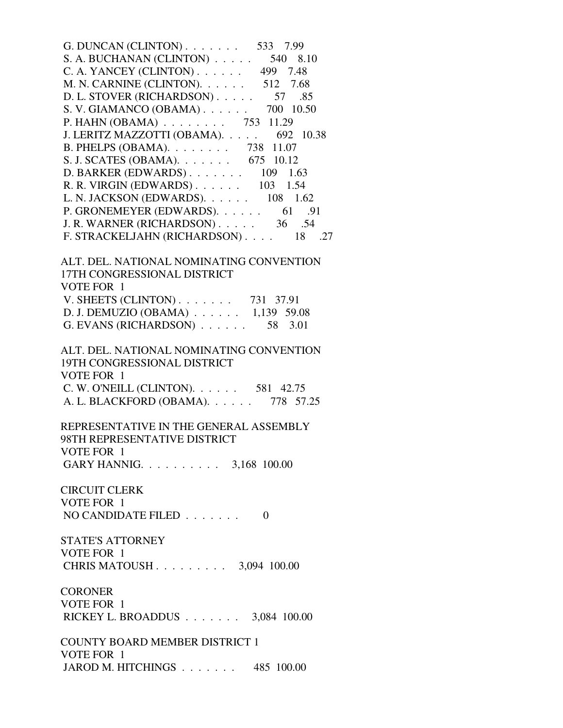G. DUNCAN (CLINTON) . . . . . . . 533 7.99
S. A. BUCHANAN (CLINTON) . . . . . 540 8.10
C. A. YANCEY (CLINTON) . . . . . . 499 7.48
M. N. CARNINE (CLINTON). . . . . . 512 7.68
D. L. STOVER (RICHARDSON) . . . . . 57 .85
S. V. GIAMANCO (OBAMA) . . . . . . 700 10.50
P. HAHN (OBAMA) . . . . . . . . 753 11.29
J. LERITZ MAZZOTTI (OBAMA). . . . . 692 10.38
B. PHELPS (OBAMA). . . . . . . . 738 11.07
S. J. SCATES (OBAMA). . . . . . . 675 10.12
D. BARKER (EDWARDS) . . . . . . . 109 1.63
R. R. VIRGIN (EDWARDS) . . . . . . 103 1.54
L. N. JACKSON (EDWARDS). . . . . . 108 1.62
P. GRONEMEYER (EDWARDS). . . . . . 61 .91
J. R. WARNER (RICHARDSON) . . . . . 36 .54
F. STRACKELJAHN (RICHARDSON) . . . . 18 .27

ALT. DEL. NATIONAL NOMINATING CONVENTION
17TH CONGRESSIONAL DISTRICT
VOTE FOR 1
V. SHEETS (CLINTON) . . . . . . . 731 37.91
D. J. DEMUZIO (OBAMA) . . . . . . 1,139 59.08
G. EVANS (RICHARDSON) . . . . . . 58 3.01

ALT. DEL. NATIONAL NOMINATING CONVENTION
19TH CONGRESSIONAL DISTRICT
VOTE FOR 1
C. W. O'NEILL (CLINTON). . . . . . 581 42.75
A. L. BLACKFORD (OBAMA). . . . . . 778 57.25

REPRESENTATIVE IN THE GENERAL ASSEMBLY
98TH REPRESENTATIVE DISTRICT
VOTE FOR 1
GARY HANNIG. . . . . . . . . . 3,168 100.00

CIRCUIT CLERK
VOTE FOR 1
NO CANDIDATE FILED . . . . . . . 0

STATE'S ATTORNEY
VOTE FOR 1
CHRIS MATOUSH . . . . . . . . . 3,094 100.00

CORONER
VOTE FOR 1
RICKEY L. BROADDUS . . . . . . . 3,084 100.00

COUNTY BOARD MEMBER DISTRICT 1
VOTE FOR 1
JAROD M. HITCHINGS . . . . . . . 485 100.00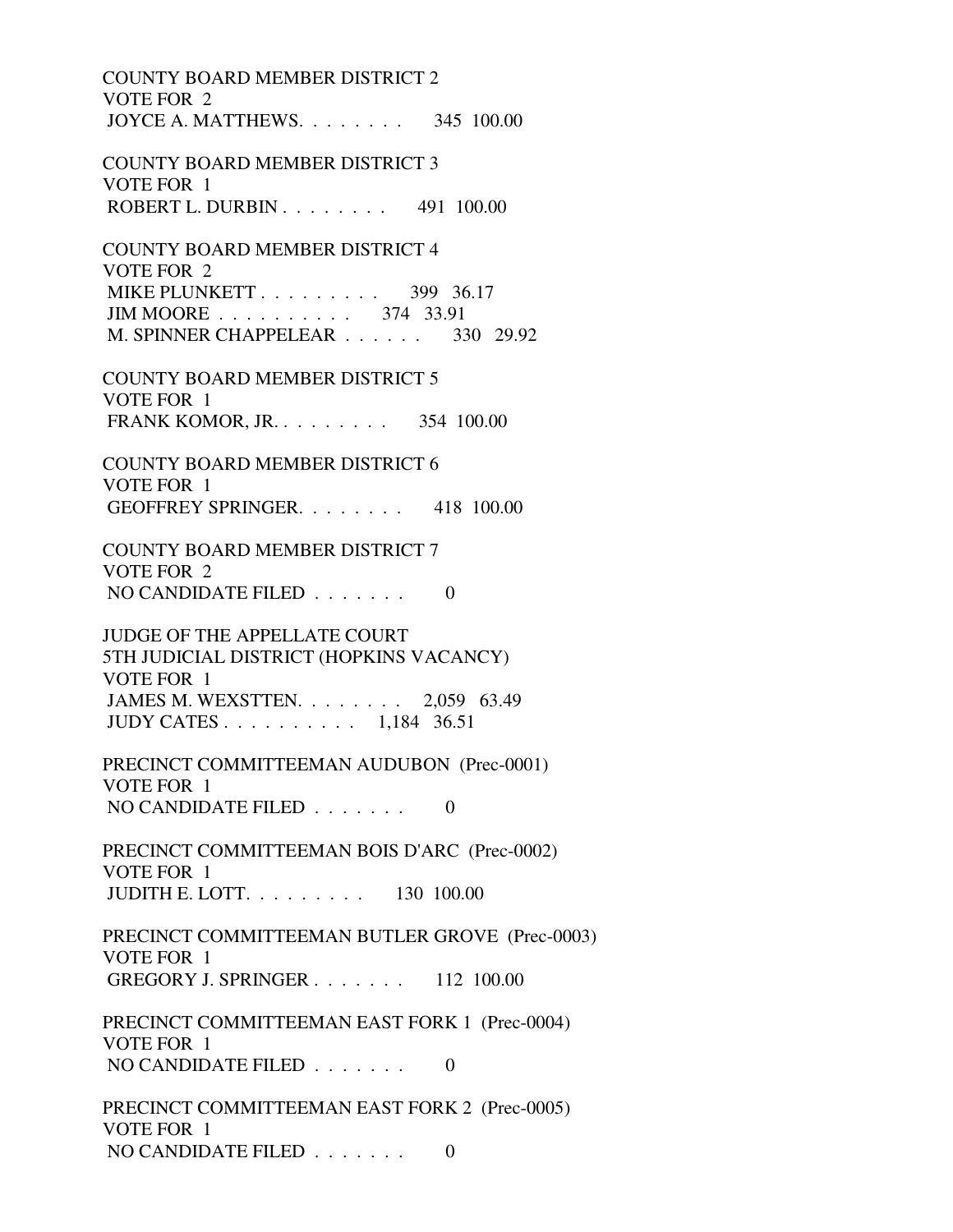COUNTY BOARD MEMBER DISTRICT 2
VOTE FOR 2
JOYCE A. MATTHEWS. . . . . . . . 345 100.00

COUNTY BOARD MEMBER DISTRICT 3
VOTE FOR 1
ROBERT L. DURBIN . . . . . . . . 491 100.00

COUNTY BOARD MEMBER DISTRICT 4
VOTE FOR 2
MIKE PLUNKETT . . . . . . . . . 399 36.17
JIM MOORE . . . . . . . . . . 374 33.91
M. SPINNER CHAPPELEAR . . . . . . 330 29.92

COUNTY BOARD MEMBER DISTRICT 5
VOTE FOR 1
FRANK KOMOR, JR. . . . . . . . . 354 100.00

COUNTY BOARD MEMBER DISTRICT 6
VOTE FOR 1
GEOFFREY SPRINGER. . . . . . . . 418 100.00

COUNTY BOARD MEMBER DISTRICT 7
VOTE FOR 2
NO CANDIDATE FILED . . . . . . . 0

JUDGE OF THE APPELLATE COURT
5TH JUDICIAL DISTRICT (HOPKINS VACANCY)
VOTE FOR 1
JAMES M. WEXSTTEN. . . . . . . . 2,059 63.49
JUDY CATES . . . . . . . . . . 1,184 36.51

PRECINCT COMMITTEEMAN AUDUBON (Prec-0001)
VOTE FOR 1
NO CANDIDATE FILED . . . . . . . 0

PRECINCT COMMITTEEMAN BOIS D'ARC (Prec-0002)
VOTE FOR 1
JUDITH E. LOTT. . . . . . . . . 130 100.00

PRECINCT COMMITTEEMAN BUTLER GROVE (Prec-0003)
VOTE FOR 1
GREGORY J. SPRINGER . . . . . . . 112 100.00

PRECINCT COMMITTEEMAN EAST FORK 1 (Prec-0004)
VOTE FOR 1
NO CANDIDATE FILED . . . . . . . 0

PRECINCT COMMITTEEMAN EAST FORK 2 (Prec-0005)
VOTE FOR 1
NO CANDIDATE FILED . . . . . . . 0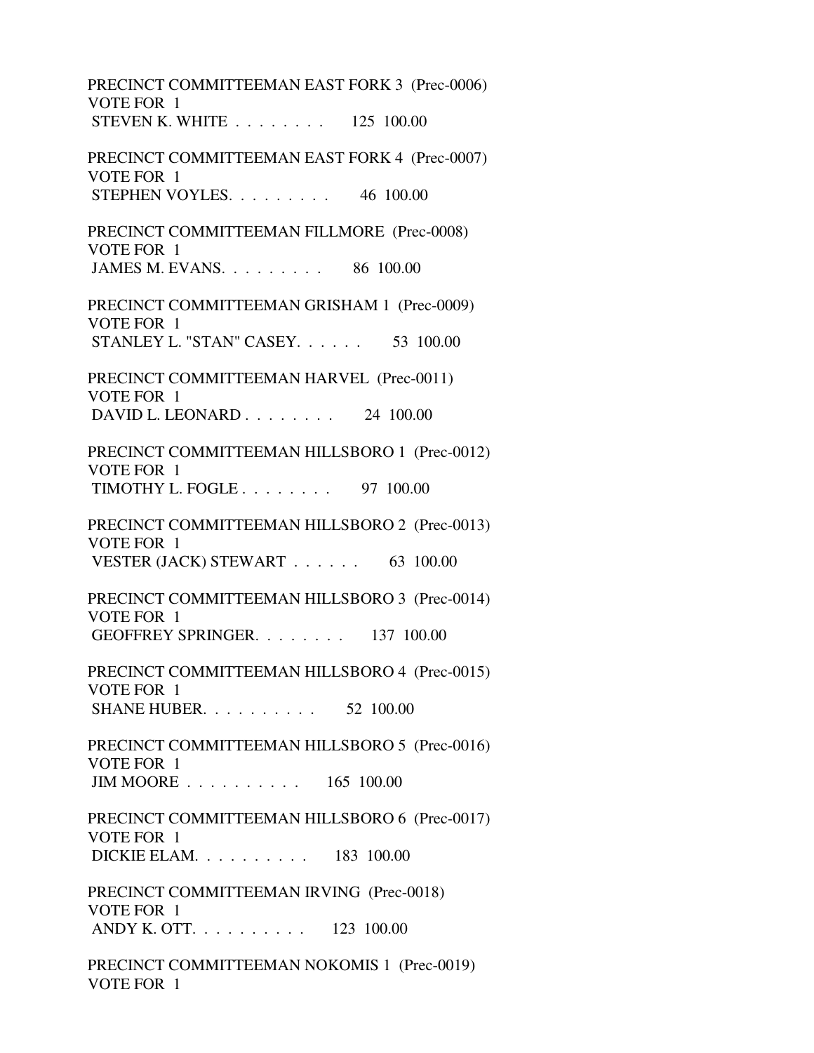PRECINCT COMMITTEEMAN EAST FORK 3 (Prec-0006)
VOTE FOR 1
STEVEN K. WHITE . . . . . . . . 125 100.00

PRECINCT COMMITTEEMAN EAST FORK 4 (Prec-0007)
VOTE FOR 1
STEPHEN VOYLES. . . . . . . . . 46 100.00

PRECINCT COMMITTEEMAN FILLMORE (Prec-0008)
VOTE FOR 1
JAMES M. EVANS. . . . . . . . . 86 100.00

PRECINCT COMMITTEEMAN GRISHAM 1 (Prec-0009)
VOTE FOR 1
STANLEY L. "STAN" CASEY. . . . . . 53 100.00

PRECINCT COMMITTEEMAN HARVEL (Prec-0011)
VOTE FOR 1
DAVID L. LEONARD . . . . . . . . 24 100.00

PRECINCT COMMITTEEMAN HILLSBORO 1 (Prec-0012)
VOTE FOR 1
TIMOTHY L. FOGLE . . . . . . . . 97 100.00

PRECINCT COMMITTEEMAN HILLSBORO 2 (Prec-0013)
VOTE FOR 1
VESTER (JACK) STEWART . . . . . . 63 100.00

PRECINCT COMMITTEEMAN HILLSBORO 3 (Prec-0014)
VOTE FOR 1
GEOFFREY SPRINGER. . . . . . . . 137 100.00

PRECINCT COMMITTEEMAN HILLSBORO 4 (Prec-0015)
VOTE FOR 1
SHANE HUBER. . . . . . . . . . 52 100.00

PRECINCT COMMITTEEMAN HILLSBORO 5 (Prec-0016)
VOTE FOR 1
JIM MOORE . . . . . . . . . . 165 100.00

PRECINCT COMMITTEEMAN HILLSBORO 6 (Prec-0017)
VOTE FOR 1
DICKIE ELAM. . . . . . . . . . 183 100.00

PRECINCT COMMITTEEMAN IRVING (Prec-0018)
VOTE FOR 1
ANDY K. OTT. . . . . . . . . . 123 100.00

PRECINCT COMMITTEEMAN NOKOMIS 1 (Prec-0019)
VOTE FOR 1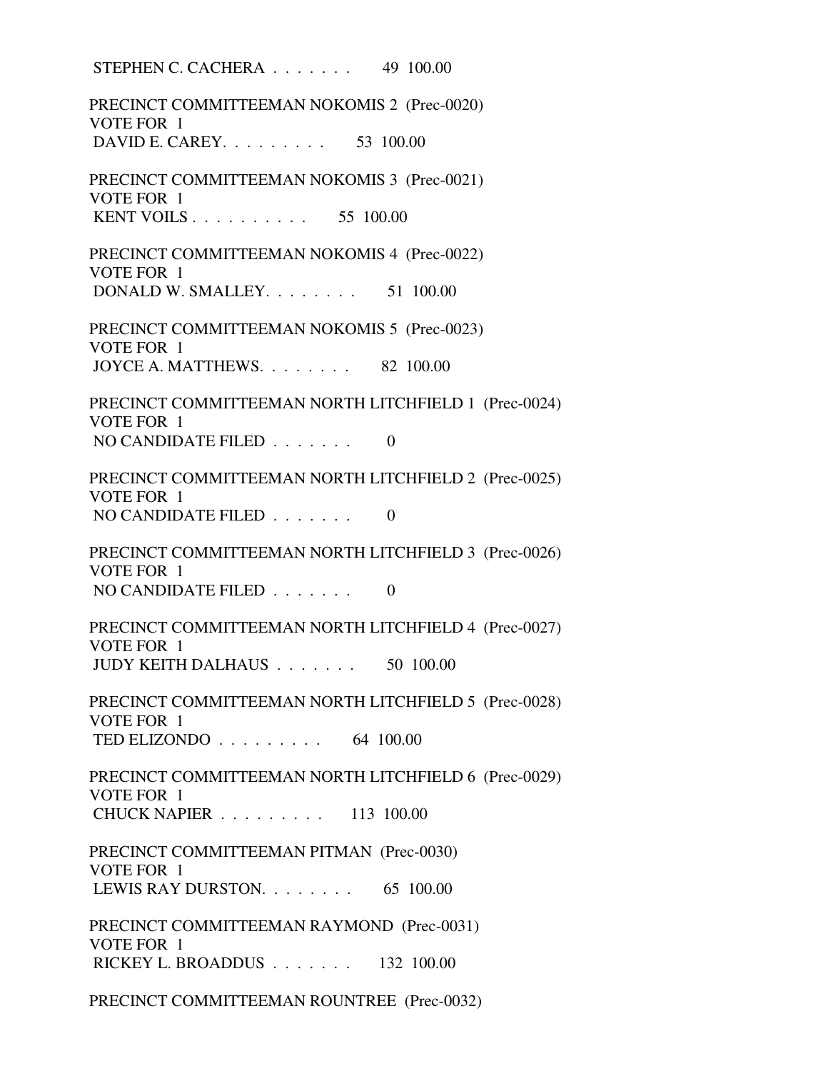STEPHEN C. CACHERA . . . . . . . 49 100.00

PRECINCT COMMITTEEMAN NOKOMIS 2 (Prec-0020)
VOTE FOR 1
DAVID E. CAREY. . . . . . . . . 53 100.00

PRECINCT COMMITTEEMAN NOKOMIS 3 (Prec-0021)
VOTE FOR 1
KENT VOILS . . . . . . . . . . 55 100.00

PRECINCT COMMITTEEMAN NOKOMIS 4 (Prec-0022)
VOTE FOR 1
DONALD W. SMALLEY. . . . . . . . 51 100.00

PRECINCT COMMITTEEMAN NOKOMIS 5 (Prec-0023)
VOTE FOR 1
JOYCE A. MATTHEWS. . . . . . . . 82 100.00

PRECINCT COMMITTEEMAN NORTH LITCHFIELD 1 (Prec-0024)
VOTE FOR 1
NO CANDIDATE FILED . . . . . . . 0

PRECINCT COMMITTEEMAN NORTH LITCHFIELD 2 (Prec-0025)
VOTE FOR 1
NO CANDIDATE FILED . . . . . . . 0

PRECINCT COMMITTEEMAN NORTH LITCHFIELD 3 (Prec-0026)
VOTE FOR 1
NO CANDIDATE FILED . . . . . . . 0

PRECINCT COMMITTEEMAN NORTH LITCHFIELD 4 (Prec-0027)
VOTE FOR 1
JUDY KEITH DALHAUS . . . . . . . 50 100.00

PRECINCT COMMITTEEMAN NORTH LITCHFIELD 5 (Prec-0028)
VOTE FOR 1
TED ELIZONDO . . . . . . . . . 64 100.00

PRECINCT COMMITTEEMAN NORTH LITCHFIELD 6 (Prec-0029)
VOTE FOR 1
CHUCK NAPIER . . . . . . . . . 113 100.00

PRECINCT COMMITTEEMAN PITMAN (Prec-0030)
VOTE FOR 1
LEWIS RAY DURSTON. . . . . . . . 65 100.00

PRECINCT COMMITTEEMAN RAYMOND (Prec-0031)
VOTE FOR 1
RICKEY L. BROADDUS . . . . . . . 132 100.00

PRECINCT COMMITTEEMAN ROUNTREE (Prec-0032)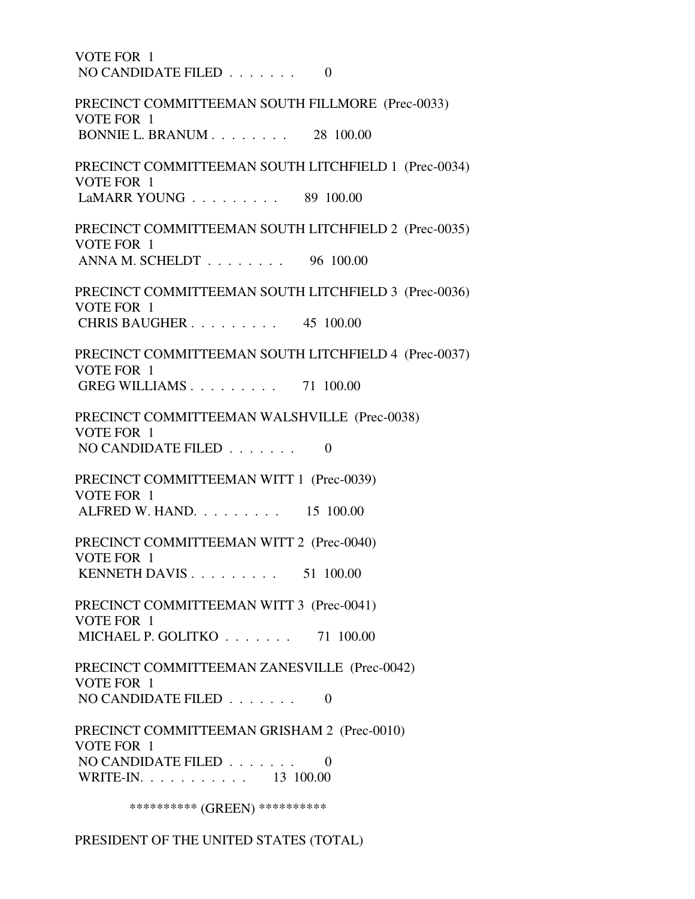VOTE FOR 1
NO CANDIDATE FILED . . . . . . . 0

PRECINCT COMMITTEEMAN SOUTH FILLMORE (Prec-0033)
VOTE FOR 1
BONNIE L. BRANUM . . . . . . . . 28 100.00

PRECINCT COMMITTEEMAN SOUTH LITCHFIELD 1 (Prec-0034)
VOTE FOR 1
LaMARR YOUNG . . . . . . . . . 89 100.00

PRECINCT COMMITTEEMAN SOUTH LITCHFIELD 2 (Prec-0035)
VOTE FOR 1
ANNA M. SCHELDT . . . . . . . . 96 100.00

PRECINCT COMMITTEEMAN SOUTH LITCHFIELD 3 (Prec-0036)
VOTE FOR 1
CHRIS BAUGHER . . . . . . . . . 45 100.00

PRECINCT COMMITTEEMAN SOUTH LITCHFIELD 4 (Prec-0037)
VOTE FOR 1
GREG WILLIAMS . . . . . . . . . 71 100.00

PRECINCT COMMITTEEMAN WALSHVILLE (Prec-0038)
VOTE FOR 1
NO CANDIDATE FILED . . . . . . . 0

PRECINCT COMMITTEEMAN WITT 1 (Prec-0039)
VOTE FOR 1
ALFRED W. HAND. . . . . . . . . 15 100.00

PRECINCT COMMITTEEMAN WITT 2 (Prec-0040)
VOTE FOR 1
KENNETH DAVIS . . . . . . . . . 51 100.00

PRECINCT COMMITTEEMAN WITT 3 (Prec-0041)
VOTE FOR 1
MICHAEL P. GOLITKO . . . . . . . 71 100.00

PRECINCT COMMITTEEMAN ZANESVILLE (Prec-0042)
VOTE FOR 1
NO CANDIDATE FILED . . . . . . . 0

PRECINCT COMMITTEEMAN GRISHAM 2 (Prec-0010)
VOTE FOR 1
NO CANDIDATE FILED . . . . . . . 0
WRITE-IN. . . . . . . . . . . 13 100.00

********** (GREEN) **********

PRESIDENT OF THE UNITED STATES (TOTAL)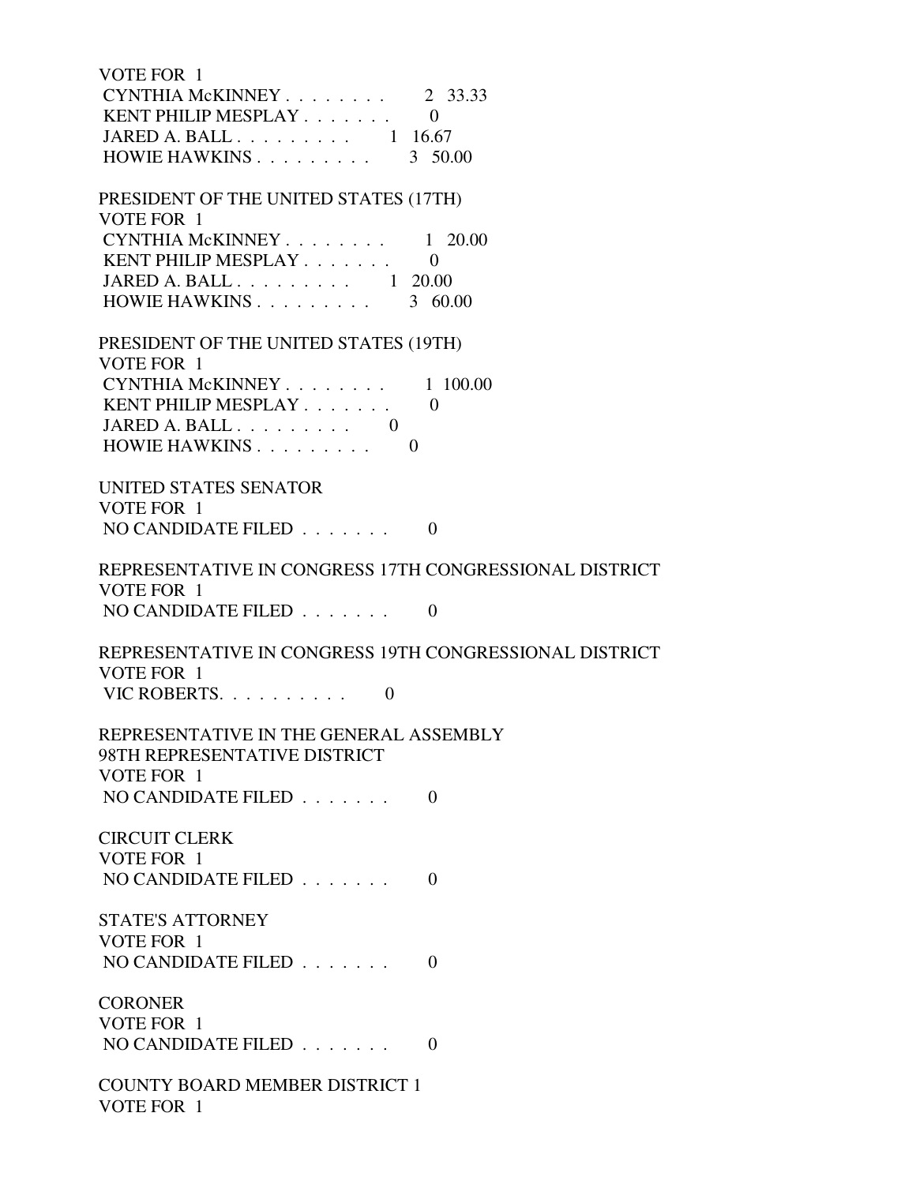VOTE FOR 1
CYNTHIA McKINNEY . . . . . . . . 2 33.33
KENT PHILIP MESPLAY . . . . . . . 0
JARED A. BALL . . . . . . . . . 1 16.67
HOWIE HAWKINS . . . . . . . . . 3 50.00

PRESIDENT OF THE UNITED STATES (17TH)
VOTE FOR 1
CYNTHIA McKINNEY . . . . . . . . 1 20.00
KENT PHILIP MESPLAY . . . . . . . 0
JARED A. BALL . . . . . . . . . 1 20.00
HOWIE HAWKINS . . . . . . . . . 3 60.00

PRESIDENT OF THE UNITED STATES (19TH)
VOTE FOR 1
CYNTHIA McKINNEY . . . . . . . . 1 100.00
KENT PHILIP MESPLAY . . . . . . . 0
JARED A. BALL . . . . . . . . . 0
HOWIE HAWKINS . . . . . . . . . 0

UNITED STATES SENATOR
VOTE FOR 1
NO CANDIDATE FILED . . . . . . . 0

REPRESENTATIVE IN CONGRESS 17TH CONGRESSIONAL DISTRICT
VOTE FOR 1
NO CANDIDATE FILED . . . . . . . 0

REPRESENTATIVE IN CONGRESS 19TH CONGRESSIONAL DISTRICT
VOTE FOR 1
VIC ROBERTS. . . . . . . . . . 0

REPRESENTATIVE IN THE GENERAL ASSEMBLY
98TH REPRESENTATIVE DISTRICT
VOTE FOR 1
NO CANDIDATE FILED . . . . . . . 0

CIRCUIT CLERK
VOTE FOR 1
NO CANDIDATE FILED . . . . . . . 0

STATE'S ATTORNEY
VOTE FOR 1
NO CANDIDATE FILED . . . . . . . 0

CORONER
VOTE FOR 1
NO CANDIDATE FILED . . . . . . . 0

COUNTY BOARD MEMBER DISTRICT 1
VOTE FOR 1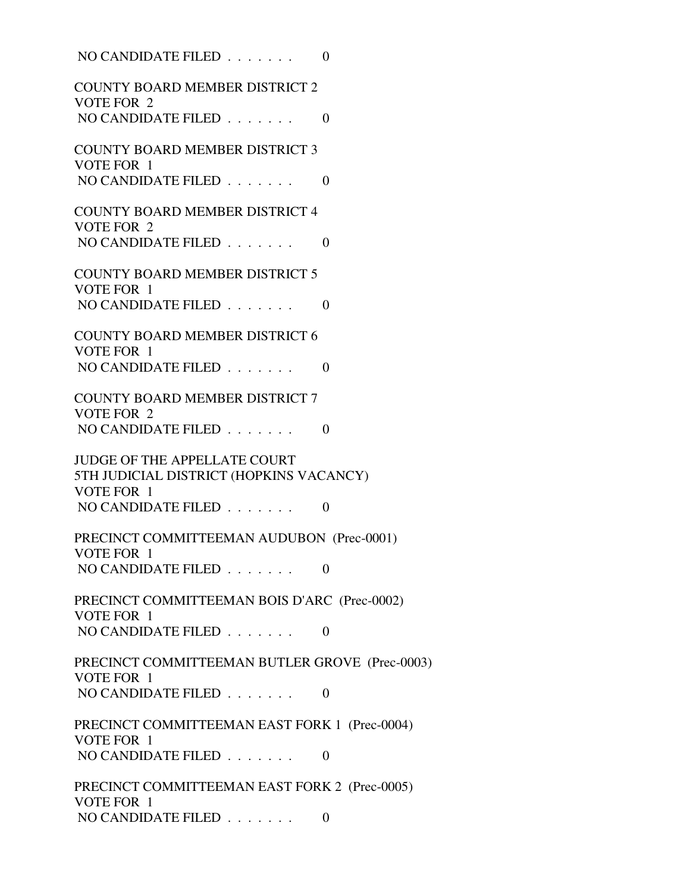NO CANDIDATE FILED . . . . . . . 0

COUNTY BOARD MEMBER DISTRICT 2
VOTE FOR 2
NO CANDIDATE FILED . . . . . . . 0

COUNTY BOARD MEMBER DISTRICT 3
VOTE FOR 1
NO CANDIDATE FILED . . . . . . . 0

COUNTY BOARD MEMBER DISTRICT 4
VOTE FOR 2
NO CANDIDATE FILED . . . . . . . 0

COUNTY BOARD MEMBER DISTRICT 5
VOTE FOR 1
NO CANDIDATE FILED . . . . . . . 0

COUNTY BOARD MEMBER DISTRICT 6
VOTE FOR 1
NO CANDIDATE FILED . . . . . . . 0

COUNTY BOARD MEMBER DISTRICT 7
VOTE FOR 2
NO CANDIDATE FILED . . . . . . . 0

JUDGE OF THE APPELLATE COURT
5TH JUDICIAL DISTRICT (HOPKINS VACANCY)
VOTE FOR 1
NO CANDIDATE FILED . . . . . . . 0

PRECINCT COMMITTEEMAN AUDUBON (Prec-0001)
VOTE FOR 1
NO CANDIDATE FILED . . . . . . . 0

PRECINCT COMMITTEEMAN BOIS D'ARC (Prec-0002)
VOTE FOR 1
NO CANDIDATE FILED . . . . . . . 0

PRECINCT COMMITTEEMAN BUTLER GROVE (Prec-0003)
VOTE FOR 1
NO CANDIDATE FILED . . . . . . . 0

PRECINCT COMMITTEEMAN EAST FORK 1 (Prec-0004)
VOTE FOR 1
NO CANDIDATE FILED . . . . . . . 0

PRECINCT COMMITTEEMAN EAST FORK 2 (Prec-0005)
VOTE FOR 1
NO CANDIDATE FILED . . . . . . . 0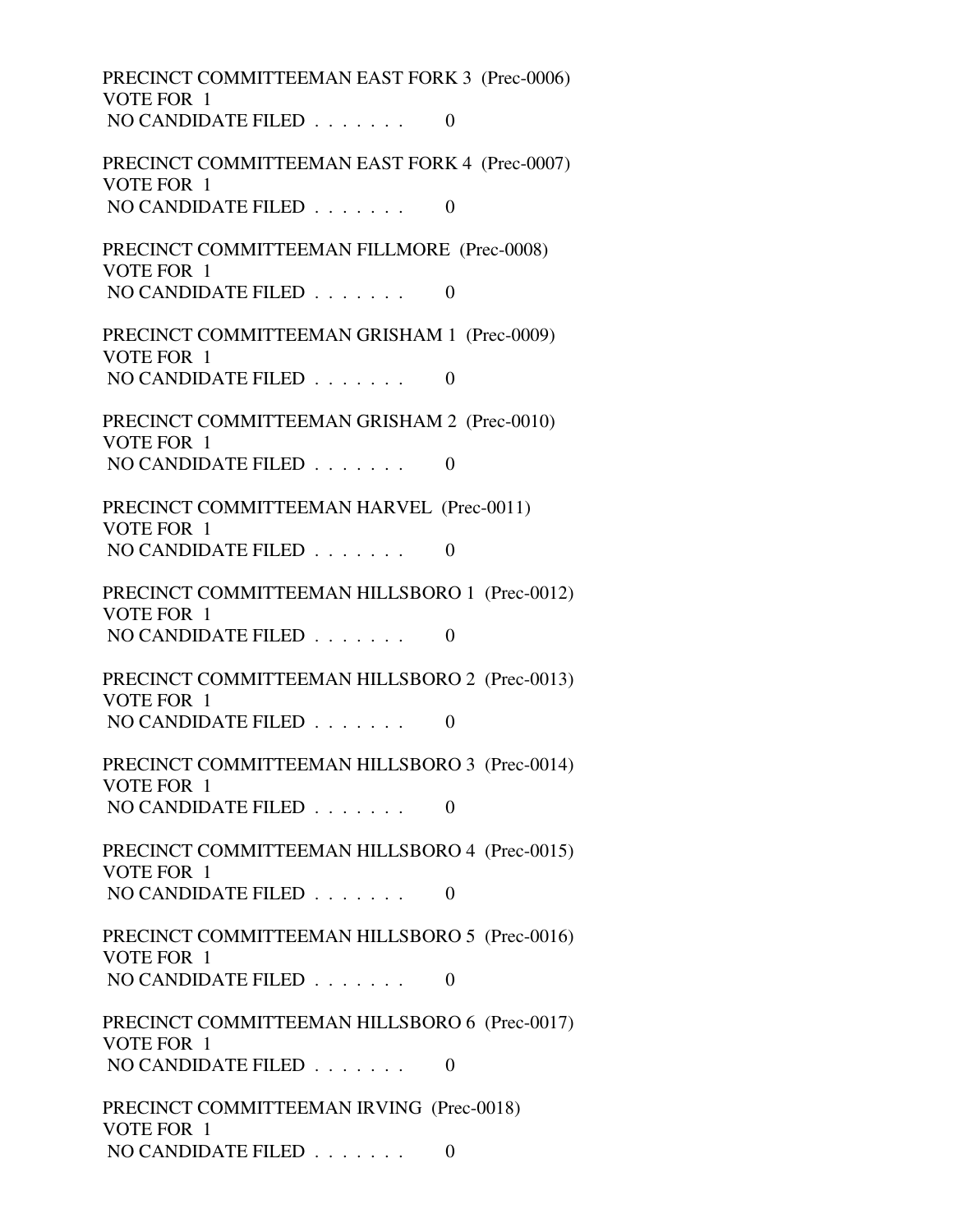PRECINCT COMMITTEEMAN EAST FORK 3 (Prec-0006)
VOTE FOR 1
NO CANDIDATE FILED . . . . . . . 0

PRECINCT COMMITTEEMAN EAST FORK 4 (Prec-0007)
VOTE FOR 1
NO CANDIDATE FILED . . . . . . . 0

PRECINCT COMMITTEEMAN FILLMORE (Prec-0008)
VOTE FOR 1
NO CANDIDATE FILED . . . . . . . 0

PRECINCT COMMITTEEMAN GRISHAM 1 (Prec-0009)
VOTE FOR 1
NO CANDIDATE FILED . . . . . . . 0

PRECINCT COMMITTEEMAN GRISHAM 2 (Prec-0010)
VOTE FOR 1
NO CANDIDATE FILED . . . . . . . 0

PRECINCT COMMITTEEMAN HARVEL (Prec-0011)
VOTE FOR 1
NO CANDIDATE FILED . . . . . . . 0

PRECINCT COMMITTEEMAN HILLSBORO 1 (Prec-0012)
VOTE FOR 1
NO CANDIDATE FILED . . . . . . . 0

PRECINCT COMMITTEEMAN HILLSBORO 2 (Prec-0013)
VOTE FOR 1
NO CANDIDATE FILED . . . . . . . 0

PRECINCT COMMITTEEMAN HILLSBORO 3 (Prec-0014)
VOTE FOR 1
NO CANDIDATE FILED . . . . . . . 0

PRECINCT COMMITTEEMAN HILLSBORO 4 (Prec-0015)
VOTE FOR 1
NO CANDIDATE FILED . . . . . . . 0

PRECINCT COMMITTEEMAN HILLSBORO 5 (Prec-0016)
VOTE FOR 1
NO CANDIDATE FILED . . . . . . . 0

PRECINCT COMMITTEEMAN HILLSBORO 6 (Prec-0017)
VOTE FOR 1
NO CANDIDATE FILED . . . . . . . 0

PRECINCT COMMITTEEMAN IRVING (Prec-0018)
VOTE FOR 1
NO CANDIDATE FILED . . . . . . . 0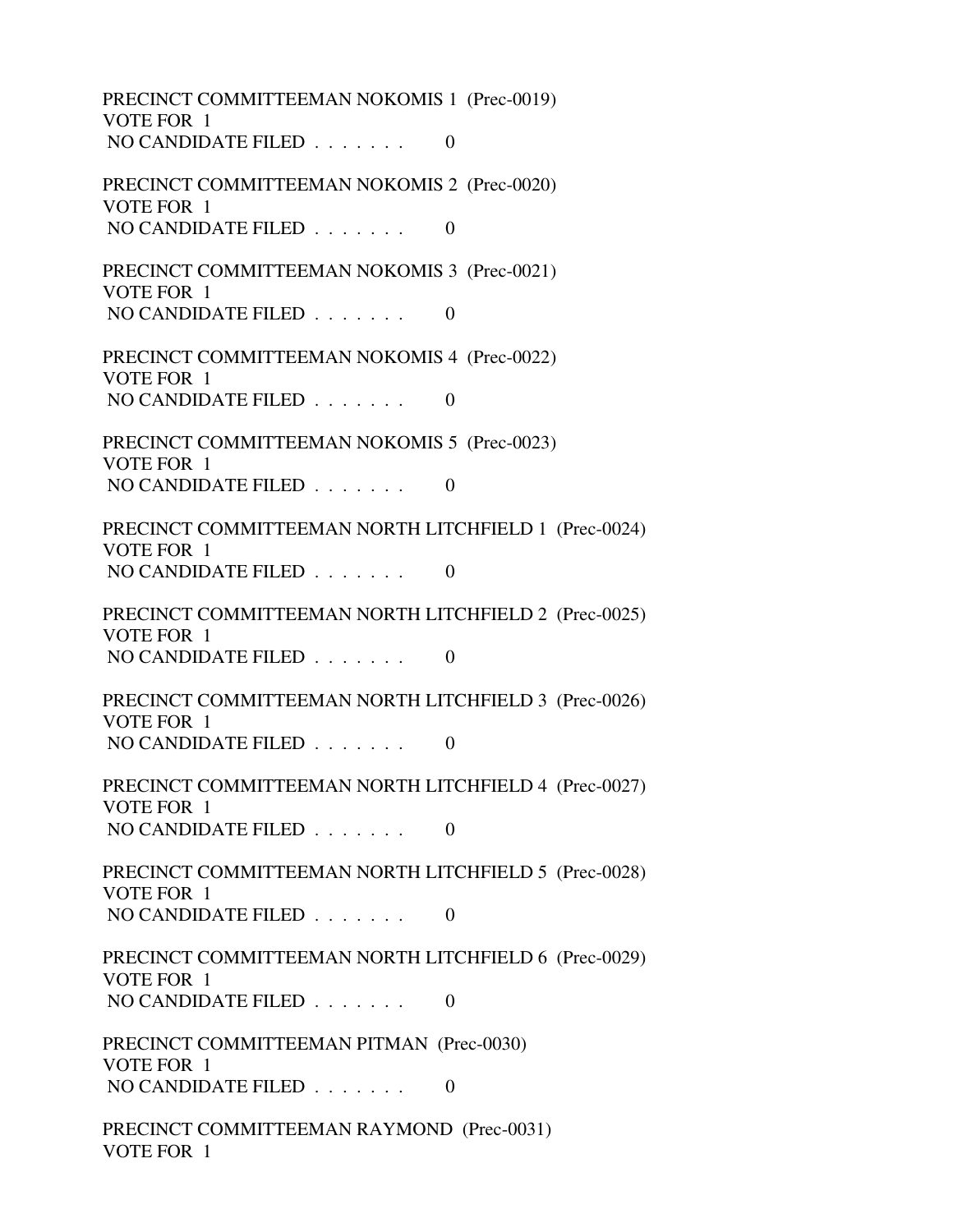PRECINCT COMMITTEEMAN NOKOMIS 1 (Prec-0019)
VOTE FOR 1
NO CANDIDATE FILED . . . . . . . 0

PRECINCT COMMITTEEMAN NOKOMIS 2 (Prec-0020)
VOTE FOR 1
NO CANDIDATE FILED . . . . . . . 0

PRECINCT COMMITTEEMAN NOKOMIS 3 (Prec-0021)
VOTE FOR 1
NO CANDIDATE FILED . . . . . . . 0

PRECINCT COMMITTEEMAN NOKOMIS 4 (Prec-0022)
VOTE FOR 1
NO CANDIDATE FILED . . . . . . . 0

PRECINCT COMMITTEEMAN NOKOMIS 5 (Prec-0023)
VOTE FOR 1
NO CANDIDATE FILED . . . . . . . 0

PRECINCT COMMITTEEMAN NORTH LITCHFIELD 1 (Prec-0024)
VOTE FOR 1
NO CANDIDATE FILED . . . . . . . 0

PRECINCT COMMITTEEMAN NORTH LITCHFIELD 2 (Prec-0025)
VOTE FOR 1
NO CANDIDATE FILED . . . . . . . 0

PRECINCT COMMITTEEMAN NORTH LITCHFIELD 3 (Prec-0026)
VOTE FOR 1
NO CANDIDATE FILED . . . . . . . 0

PRECINCT COMMITTEEMAN NORTH LITCHFIELD 4 (Prec-0027)
VOTE FOR 1
NO CANDIDATE FILED . . . . . . . 0

PRECINCT COMMITTEEMAN NORTH LITCHFIELD 5 (Prec-0028)
VOTE FOR 1
NO CANDIDATE FILED . . . . . . . 0

PRECINCT COMMITTEEMAN NORTH LITCHFIELD 6 (Prec-0029)
VOTE FOR 1
NO CANDIDATE FILED . . . . . . . 0

PRECINCT COMMITTEEMAN PITMAN (Prec-0030)
VOTE FOR 1
NO CANDIDATE FILED . . . . . . . 0

PRECINCT COMMITTEEMAN RAYMOND (Prec-0031)
VOTE FOR 1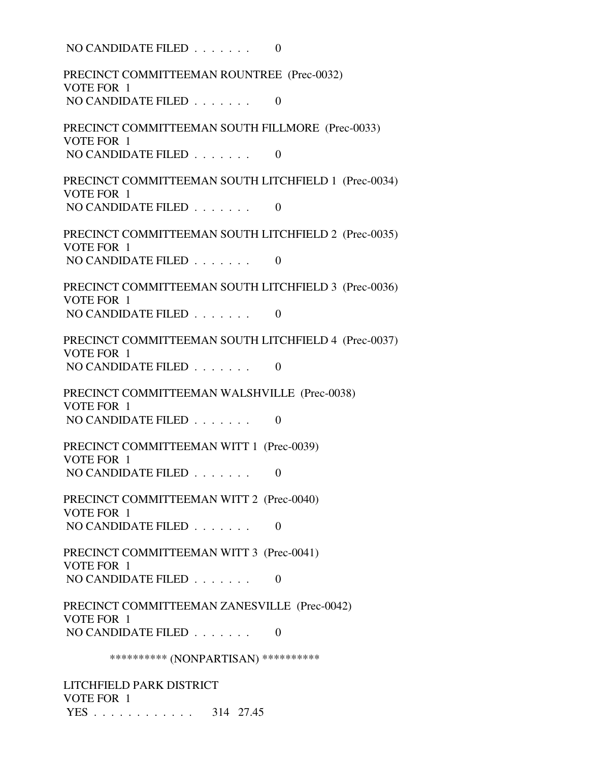NO CANDIDATE FILED . . . . . . . 0

PRECINCT COMMITTEEMAN ROUNTREE (Prec-0032)
VOTE FOR 1
NO CANDIDATE FILED . . . . . . . 0

PRECINCT COMMITTEEMAN SOUTH FILLMORE (Prec-0033)
VOTE FOR 1
NO CANDIDATE FILED . . . . . . . 0

PRECINCT COMMITTEEMAN SOUTH LITCHFIELD 1 (Prec-0034)
VOTE FOR 1
NO CANDIDATE FILED . . . . . . . 0

PRECINCT COMMITTEEMAN SOUTH LITCHFIELD 2 (Prec-0035)
VOTE FOR 1
NO CANDIDATE FILED . . . . . . . 0

PRECINCT COMMITTEEMAN SOUTH LITCHFIELD 3 (Prec-0036)
VOTE FOR 1
NO CANDIDATE FILED . . . . . . . 0

PRECINCT COMMITTEEMAN SOUTH LITCHFIELD 4 (Prec-0037)
VOTE FOR 1
NO CANDIDATE FILED . . . . . . . 0

PRECINCT COMMITTEEMAN WALSHVILLE (Prec-0038)
VOTE FOR 1
NO CANDIDATE FILED . . . . . . . 0

PRECINCT COMMITTEEMAN WITT 1 (Prec-0039)
VOTE FOR 1
NO CANDIDATE FILED . . . . . . . 0

PRECINCT COMMITTEEMAN WITT 2 (Prec-0040)
VOTE FOR 1
NO CANDIDATE FILED . . . . . . . 0

PRECINCT COMMITTEEMAN WITT 3 (Prec-0041)
VOTE FOR 1
NO CANDIDATE FILED . . . . . . . 0

PRECINCT COMMITTEEMAN ZANESVILLE (Prec-0042)
VOTE FOR 1
NO CANDIDATE FILED . . . . . . . 0

********** (NONPARTISAN) **********

LITCHFIELD PARK DISTRICT
VOTE FOR 1
YES . . . . . . . . . . . . 314 27.45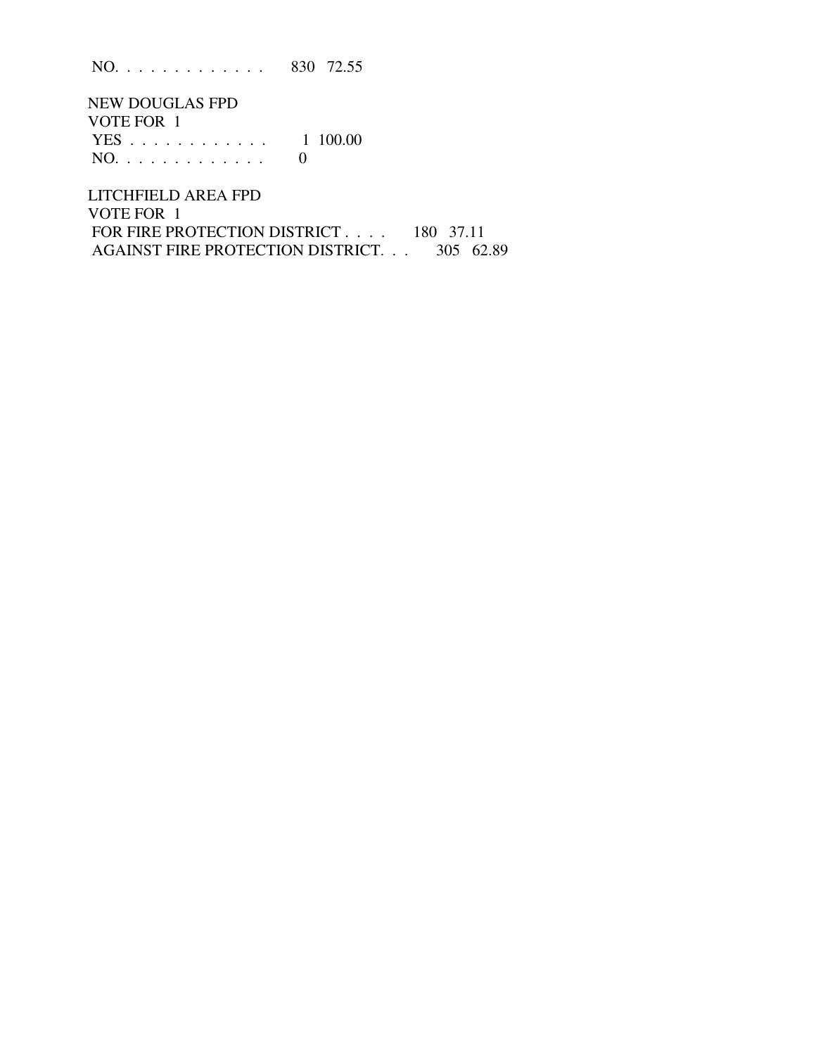NO. . . . . . . . . . . . . 830 72.55

NEW DOUGLAS FPD
VOTE FOR 1
YES . . . . . . . . . . . . 1 100.00
NO. . . . . . . . . . . . . 0

LITCHFIELD AREA FPD
VOTE FOR 1
FOR FIRE PROTECTION DISTRICT . . . . 180 37.11
AGAINST FIRE PROTECTION DISTRICT. . . 305 62.89